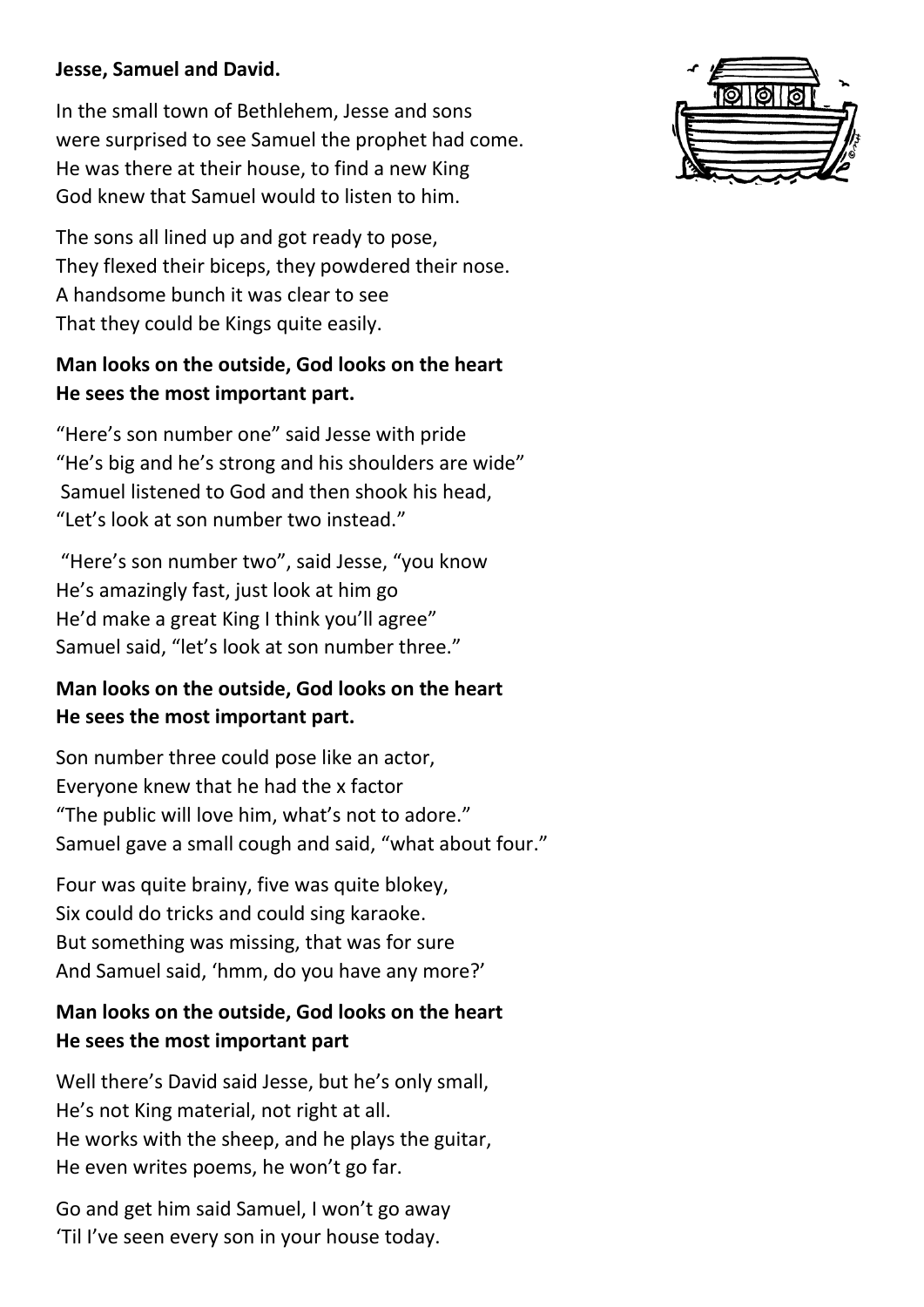**Jesse, Samuel and David.**

In the small town of Bethlehem, Jesse and sons
were surprised to see Samuel the prophet had come.
He was there at their house, to find a new King
God knew that Samuel would to listen to him.

The sons all lined up and got ready to pose,
They flexed their biceps, they powdered their nose.
A handsome bunch it was clear to see
That they could be Kings quite easily.

**Man looks on the outside, God looks on the heart**
**He sees the most important part.**

"Here's son number one" said Jesse with pride
"He's big and he's strong and his shoulders are wide"
Samuel listened to God and then shook his head,
"Let's look at son number two instead."

"Here's son number two", said Jesse, "you know
He's amazingly fast, just look at him go
He'd make a great King I think you'll agree"
Samuel said, "let's look at son number three."

**Man looks on the outside, God looks on the heart**
**He sees the most important part.**

Son number three could pose like an actor,
Everyone knew that he had the x factor
"The public will love him, what's not to adore."
Samuel gave a small cough and said, "what about four."

Four was quite brainy, five was quite blokey,
Six could do tricks and could sing karaoke.
But something was missing, that was for sure
And Samuel said, 'hmm, do you have any more?'

**Man looks on the outside, God looks on the heart**
**He sees the most important part**

Well there's David said Jesse, but he's only small,
He's not King material, not right at all.
He works with the sheep, and he plays the guitar,
He even writes poems, he won't go far.

Go and get him said Samuel, I won't go away
'Til I've seen every son in your house today.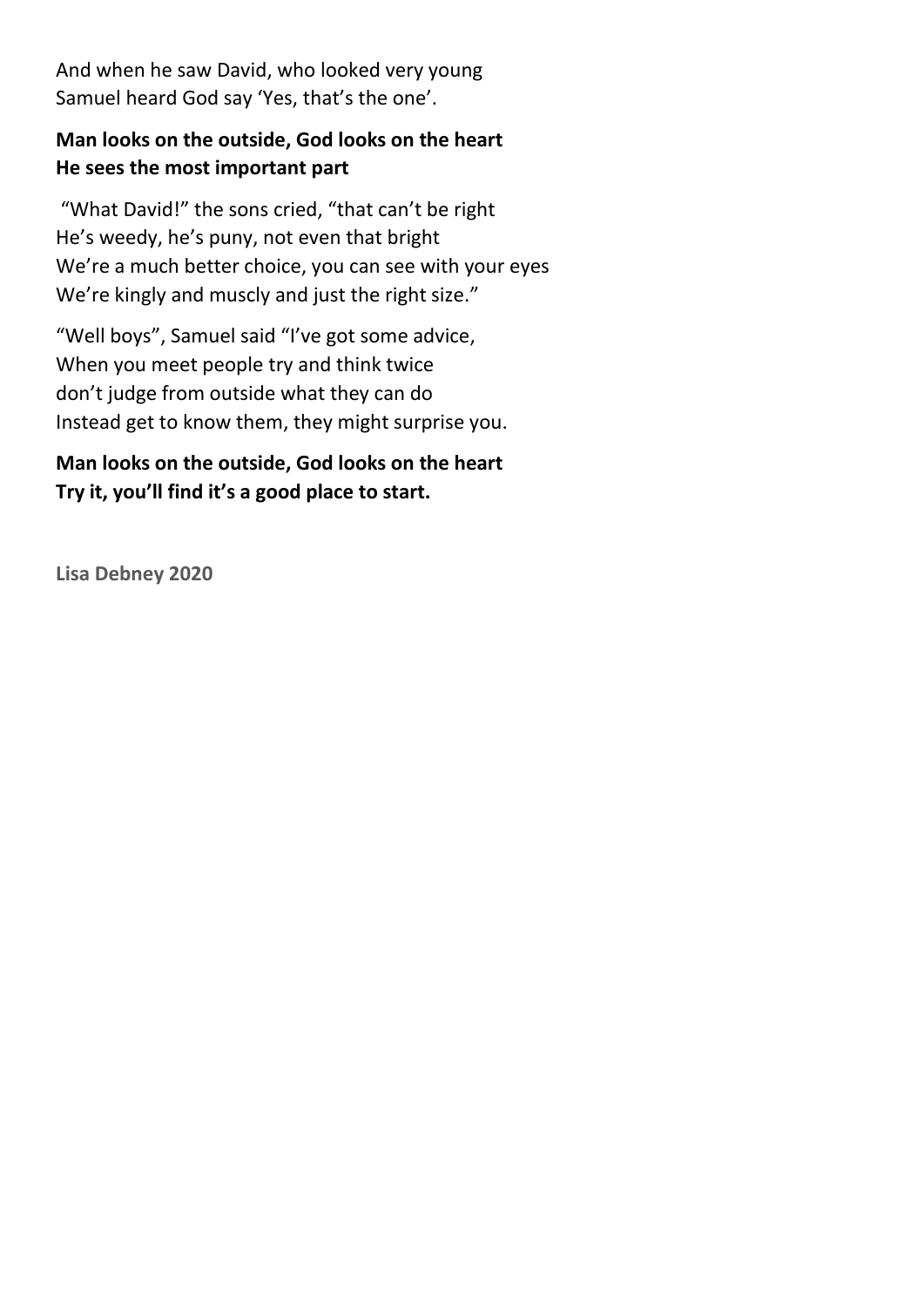And when he saw David, who looked very young
Samuel heard God say 'Yes, that's the one'.

**Man looks on the outside, God looks on the heart**
**He sees the most important part**

"What David!" the sons cried, "that can't be right
He's weedy, he's puny, not even that bright
We're a much better choice, you can see with your eyes
We're kingly and muscly and just the right size."

"Well boys", Samuel said "I've got some advice,
When you meet people try and think twice
don't judge from outside what they can do
Instead get to know them, they might surprise you.

**Man looks on the outside, God looks on the heart**
**Try it, you'll find it's a good place to start.**

**Lisa Debney 2020**